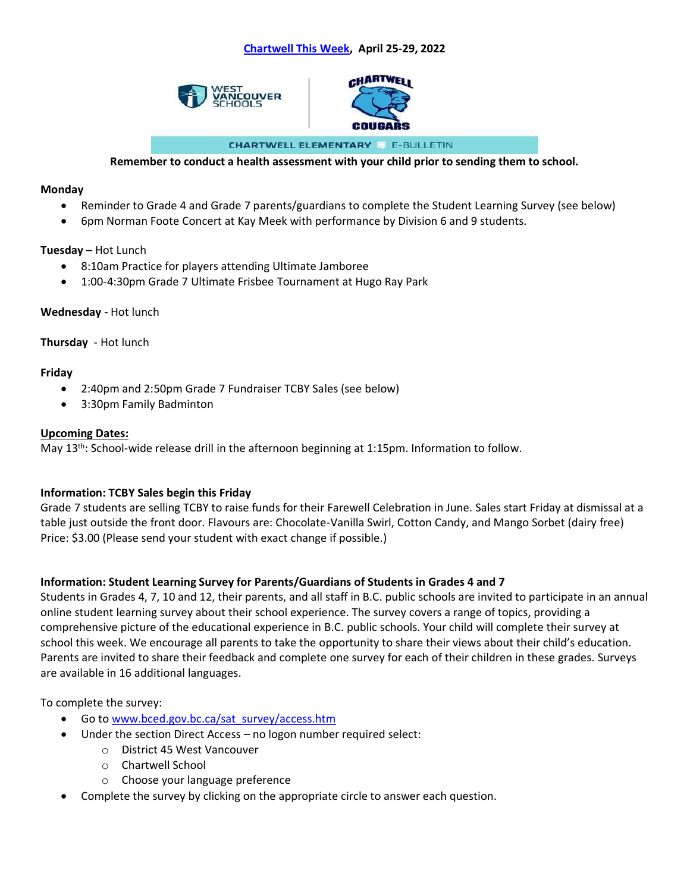# [Chartwell This Week](#), April 25-29, 2022

WEST VANCOUVER SCHOOLS | CHARTWELL COUGARS

CHARTWELL ELEMENTARY E-BULLETIN

**Remember to conduct a health assessment with your child prior to sending them to school.**

**Monday**

- Reminder to Grade 4 and Grade 7 parents/guardians to complete the Student Learning Survey (see below)
- 6pm Norman Foote Concert at Kay Meek with performance by Division 6 and 9 students.

**Tuesday –** Hot Lunch

- 8:10am Practice for players attending Ultimate Jamboree
- 1:00-4:30pm Grade 7 Ultimate Frisbee Tournament at Hugo Ray Park

**Wednesday** - Hot lunch

**Thursday** - Hot lunch

**Friday**

- 2:40pm and 2:50pm Grade 7 Fundraiser TCBY Sales (see below)
- 3:30pm Family Badminton

**Upcoming Dates:**

May 13th: School-wide release drill in the afternoon beginning at 1:15pm. Information to follow.

**Information: TCBY Sales begin this Friday**

Grade 7 students are selling TCBY to raise funds for their Farewell Celebration in June. Sales start Friday at dismissal at a table just outside the front door. Flavours are: Chocolate-Vanilla Swirl, Cotton Candy, and Mango Sorbet (dairy free) Price: $3.00 (Please send your student with exact change if possible.)

**Information: Student Learning Survey for Parents/Guardians of Students in Grades 4 and 7**

Students in Grades 4, 7, 10 and 12, their parents, and all staff in B.C. public schools are invited to participate in an annual online student learning survey about their school experience. The survey covers a range of topics, providing a comprehensive picture of the educational experience in B.C. public schools. Your child will complete their survey at school this week. We encourage all parents to take the opportunity to share their views about their child's education. Parents are invited to share their feedback and complete one survey for each of their children in these grades. Surveys are available in 16 additional languages.

To complete the survey:

- Go to [www.bced.gov.bc.ca/sat_survey/access.htm](www.bced.gov.bc.ca/sat_survey/access.htm)
- Under the section Direct Access – no logon number required select:
  - District 45 West Vancouver
  - Chartwell School
  - Choose your language preference
- Complete the survey by clicking on the appropriate circle to answer each question.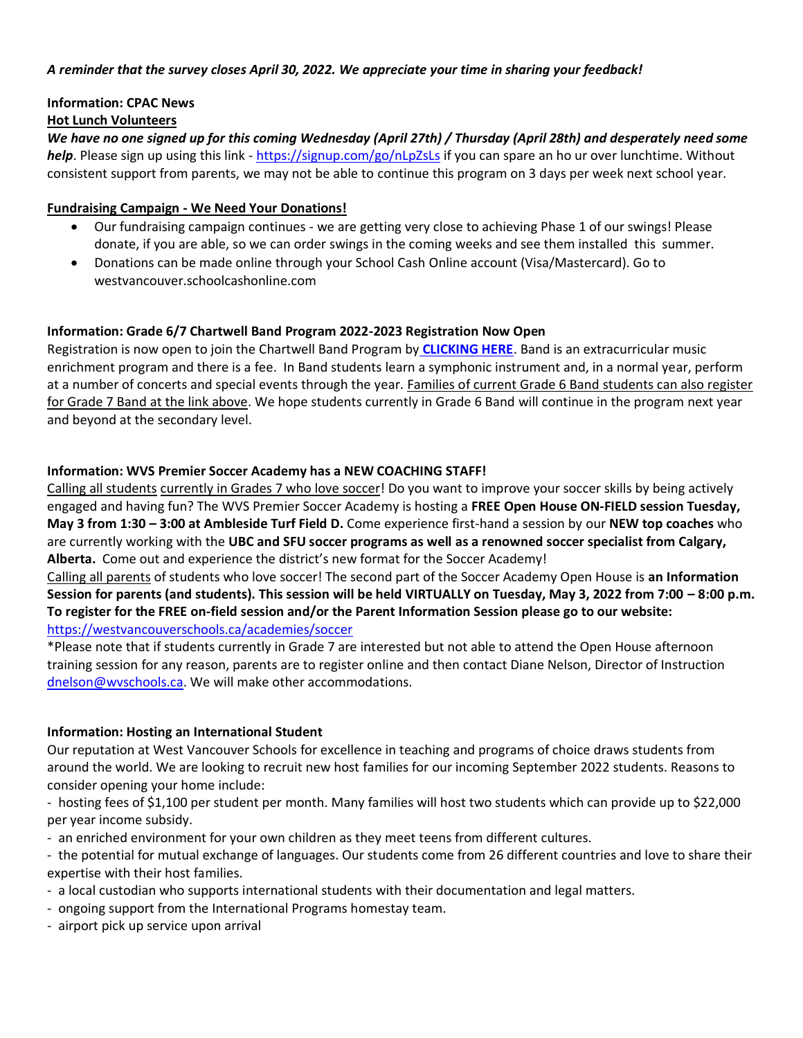***A reminder that the survey closes April 30, 2022. We appreciate your time in sharing your feedback!***

**Information: CPAC News**

**Hot Lunch Volunteers**

***We have no one signed up for this coming Wednesday (April 27th) / Thursday (April 28th) and desperately need some help***. Please sign up using this link - https://signup.com/go/nLpZsLs if you can spare an ho ur over lunchtime. Without consistent support from parents, we may not be able to continue this program on 3 days per week next school year.

**Fundraising Campaign - We Need Your Donations!**

- Our fundraising campaign continues - we are getting very close to achieving Phase 1 of our swings! Please donate, if you are able, so we can order swings in the coming weeks and see them installed this summer.
- Donations can be made online through your School Cash Online account (Visa/Mastercard). Go to westvancouver.schoolcashonline.com

**Information: Grade 6/7 Chartwell Band Program 2022-2023 Registration Now Open**

Registration is now open to join the Chartwell Band Program by **CLICKING HERE**. Band is an extracurricular music enrichment program and there is a fee. In Band students learn a symphonic instrument and, in a normal year, perform at a number of concerts and special events through the year. Families of current Grade 6 Band students can also register for Grade 7 Band at the link above. We hope students currently in Grade 6 Band will continue in the program next year and beyond at the secondary level.

**Information: WVS Premier Soccer Academy has a NEW COACHING STAFF!**

Calling all students currently in Grades 7 who love soccer! Do you want to improve your soccer skills by being actively engaged and having fun? The WVS Premier Soccer Academy is hosting a **FREE Open House ON-FIELD session Tuesday, May 3 from 1:30 – 3:00 at Ambleside Turf Field D.** Come experience first-hand a session by our **NEW top coaches** who are currently working with the **UBC and SFU soccer programs as well as a renowned soccer specialist from Calgary, Alberta.** Come out and experience the district's new format for the Soccer Academy!

Calling all parents of students who love soccer! The second part of the Soccer Academy Open House is **an Information Session for parents (and students). This session will be held VIRTUALLY on Tuesday, May 3, 2022 from 7:00 – 8:00 p.m. To register for the FREE on-field session and/or the Parent Information Session please go to our website:** https://westvancouverschools.ca/academies/soccer

*Please note that if students currently in Grade 7 are interested but not able to attend the Open House afternoon training session for any reason, parents are to register online and then contact Diane Nelson, Director of Instruction dnelson@wvschools.ca. We will make other accommodations.

**Information: Hosting an International Student**

Our reputation at West Vancouver Schools for excellence in teaching and programs of choice draws students from around the world. We are looking to recruit new host families for our incoming September 2022 students. Reasons to consider opening your home include:

- hosting fees of $1,100 per student per month. Many families will host two students which can provide up to $22,000 per year income subsidy.
- an enriched environment for your own children as they meet teens from different cultures.
- the potential for mutual exchange of languages. Our students come from 26 different countries and love to share their expertise with their host families.
- a local custodian who supports international students with their documentation and legal matters.
- ongoing support from the International Programs homestay team.
- airport pick up service upon arrival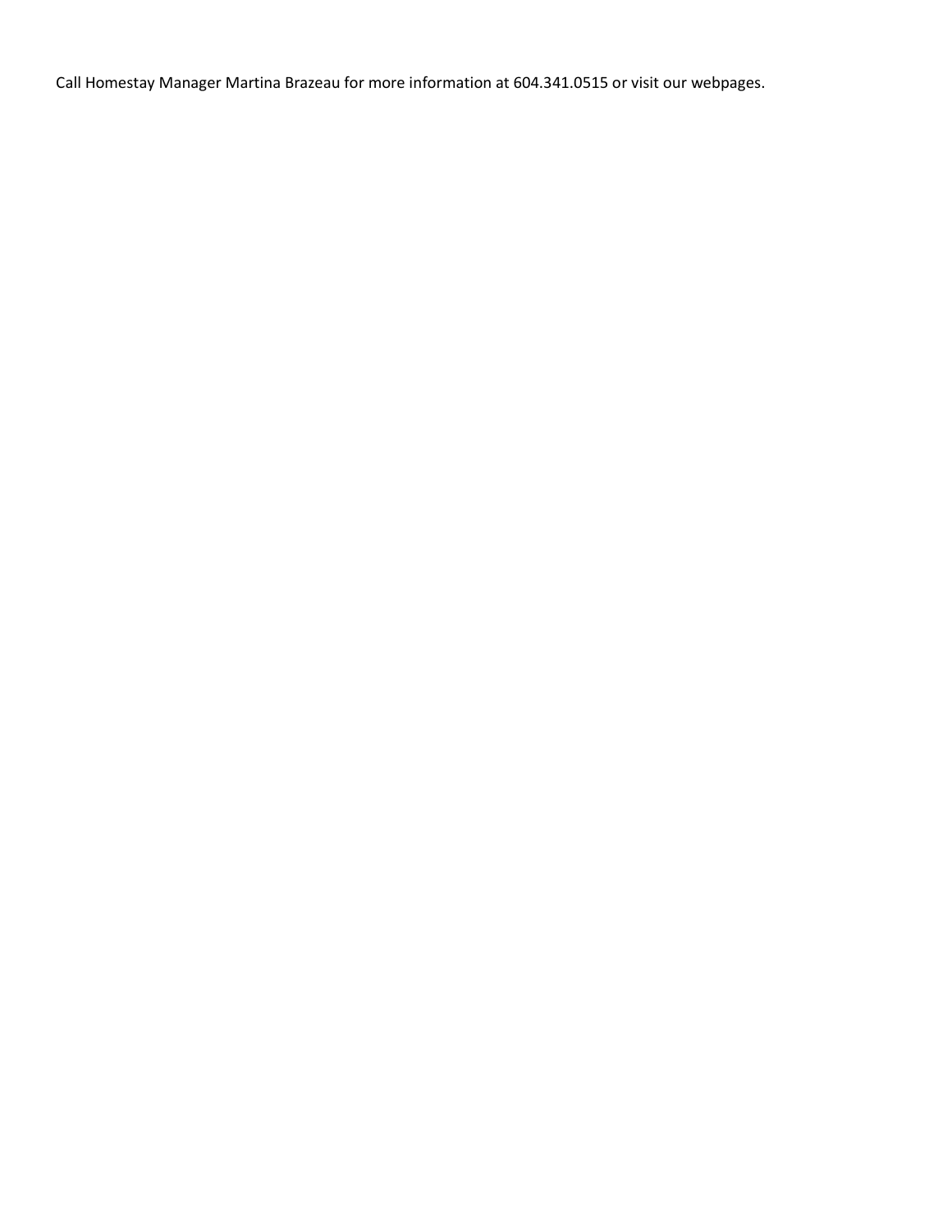Call Homestay Manager Martina Brazeau for more information at 604.341.0515 or visit our webpages.